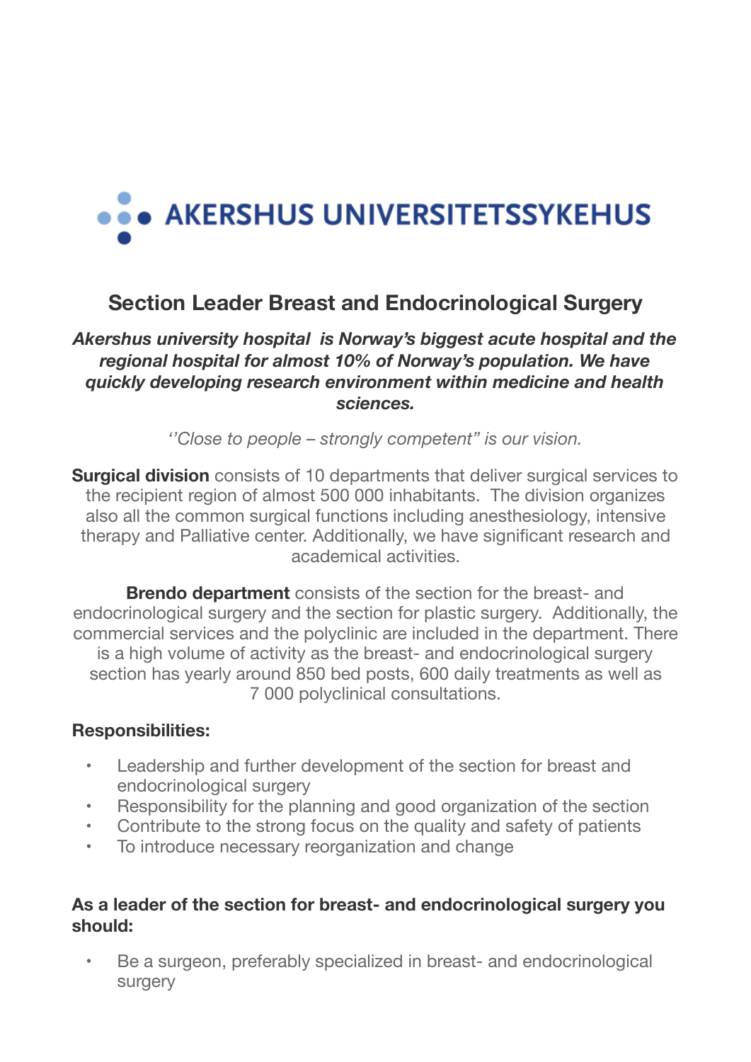AKERSHUS UNIVERSITETSSYKEHUS

## Section Leader Breast and Endocrinological Surgery

***Akershus university hospital is Norway's biggest acute hospital and the regional hospital for almost 10% of Norway's population. We have quickly developing research environment within medicine and health sciences.***

*''Close to people – strongly competent" is our vision.*

**Surgical division** consists of 10 departments that deliver surgical services to the recipient region of almost 500 000 inhabitants. The division organizes also all the common surgical functions including anesthesiology, intensive therapy and Palliative center. Additionally, we have significant research and academical activities.

**Brendo department** consists of the section for the breast- and endocrinological surgery and the section for plastic surgery. Additionally, the commercial services and the polyclinic are included in the department. There is a high volume of activity as the breast- and endocrinological surgery section has yearly around 850 bed posts, 600 daily treatments as well as 7 000 polyclinical consultations.

**Responsibilities:**

- Leadership and further development of the section for breast and endocrinological surgery
- Responsibility for the planning and good organization of the section
- Contribute to the strong focus on the quality and safety of patients
- To introduce necessary reorganization and change

**As a leader of the section for breast- and endocrinological surgery you should:**

- Be a surgeon, preferably specialized in breast- and endocrinological surgery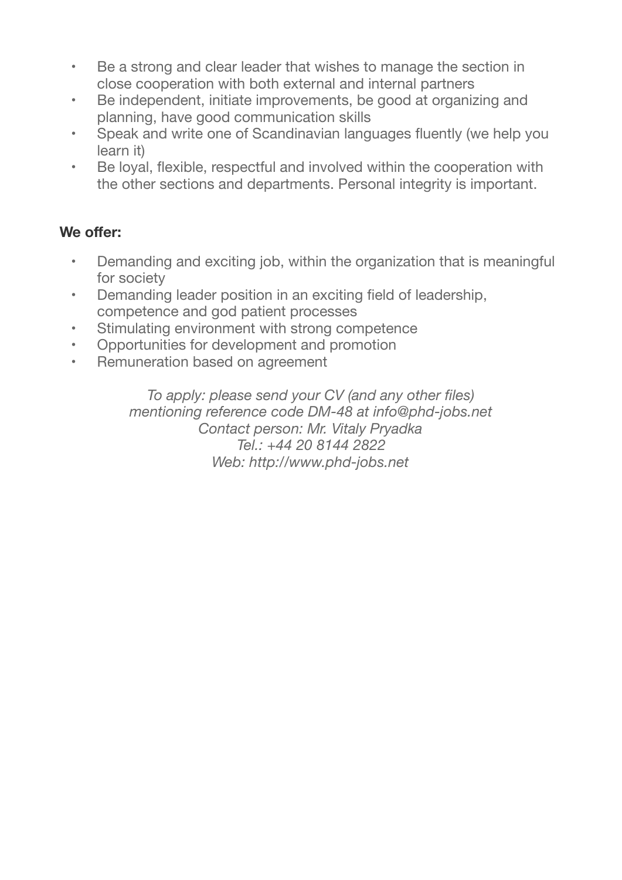- Be a strong and clear leader that wishes to manage the section in close cooperation with both external and internal partners
- Be independent, initiate improvements, be good at organizing and planning, have good communication skills
- Speak and write one of Scandinavian languages fluently (we help you learn it)
- Be loyal, flexible, respectful and involved within the cooperation with the other sections and departments. Personal integrity is important.

**We offer:**

- Demanding and exciting job, within the organization that is meaningful for society
- Demanding leader position in an exciting field of leadership, competence and god patient processes
- Stimulating environment with strong competence
- Opportunities for development and promotion
- Remuneration based on agreement

*To apply: please send your CV (and any other files) mentioning reference code DM-48 at info@phd-jobs.net*
*Contact person: Mr. Vitaly Pryadka*
*Tel.: +44 20 8144 2822*
*Web: http://www.phd-jobs.net*